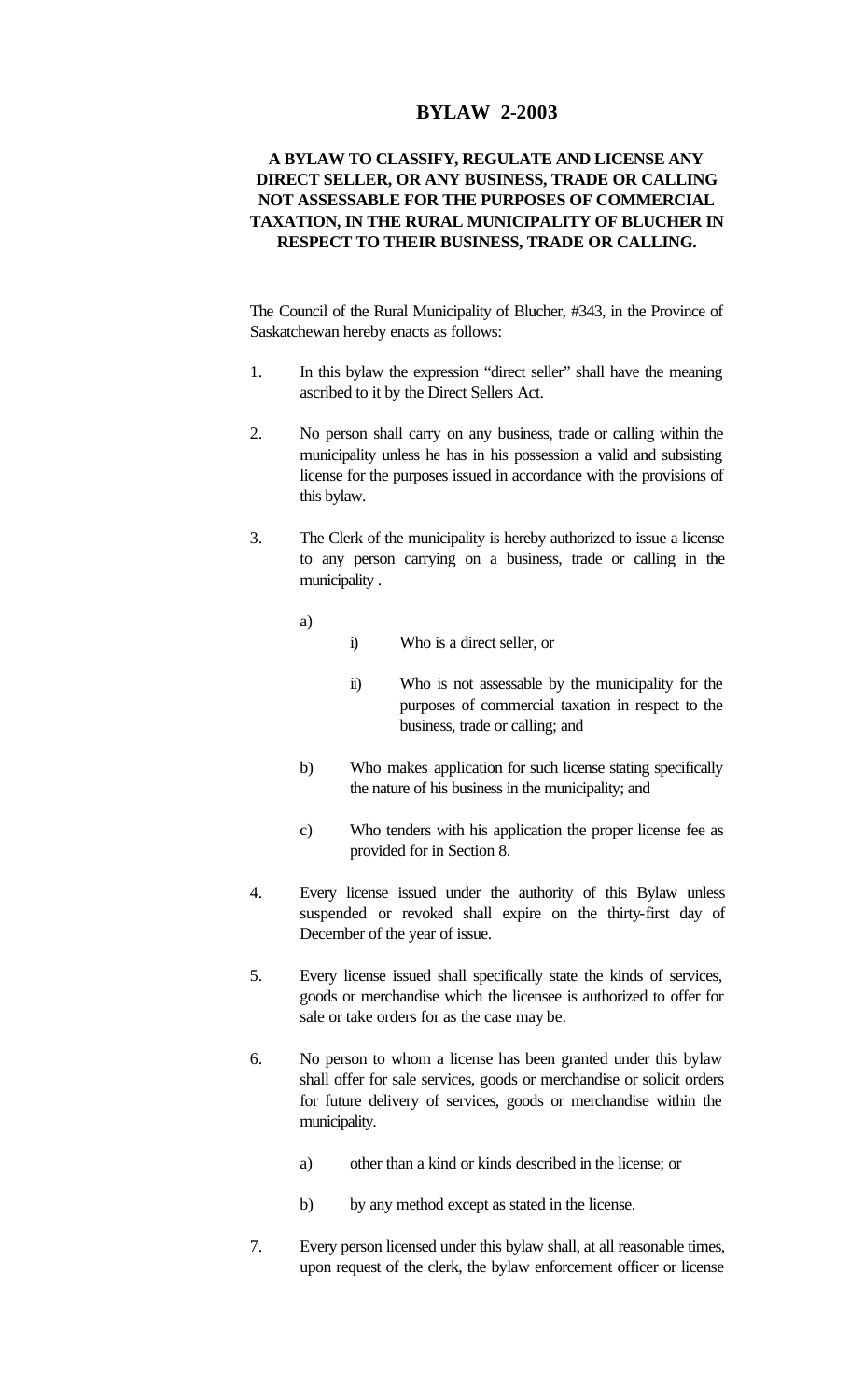# BYLAW 2-2003

## A BYLAW TO CLASSIFY, REGULATE AND LICENSE ANY DIRECT SELLER, OR ANY BUSINESS, TRADE OR CALLING NOT ASSESSABLE FOR THE PURPOSES OF COMMERCIAL TAXATION, IN THE RURAL MUNICIPALITY OF BLUCHER IN RESPECT TO THEIR BUSINESS, TRADE OR CALLING.

The Council of the Rural Municipality of Blucher, #343, in the Province of Saskatchewan hereby enacts as follows:

1. In this bylaw the expression "direct seller" shall have the meaning ascribed to it by the Direct Sellers Act.

2. No person shall carry on any business, trade or calling within the municipality unless he has in his possession a valid and subsisting license for the purposes issued in accordance with the provisions of this bylaw.

3. The Clerk of the municipality is hereby authorized to issue a license to any person carrying on a business, trade or calling in the municipality .

   a)
      i) Who is a direct seller, or

      ii) Who is not assessable by the municipality for the purposes of commercial taxation in respect to the business, trade or calling; and

   b) Who makes application for such license stating specifically the nature of his business in the municipality; and

   c) Who tenders with his application the proper license fee as provided for in Section 8.

4. Every license issued under the authority of this Bylaw unless suspended or revoked shall expire on the thirty-first day of December of the year of issue.

5. Every license issued shall specifically state the kinds of services, goods or merchandise which the licensee is authorized to offer for sale or take orders for as the case may be.

6. No person to whom a license has been granted under this bylaw shall offer for sale services, goods or merchandise or solicit orders for future delivery of services, goods or merchandise within the municipality.

   a) other than a kind or kinds described in the license; or

   b) by any method except as stated in the license.

7. Every person licensed under this bylaw shall, at all reasonable times, upon request of the clerk, the bylaw enforcement officer or license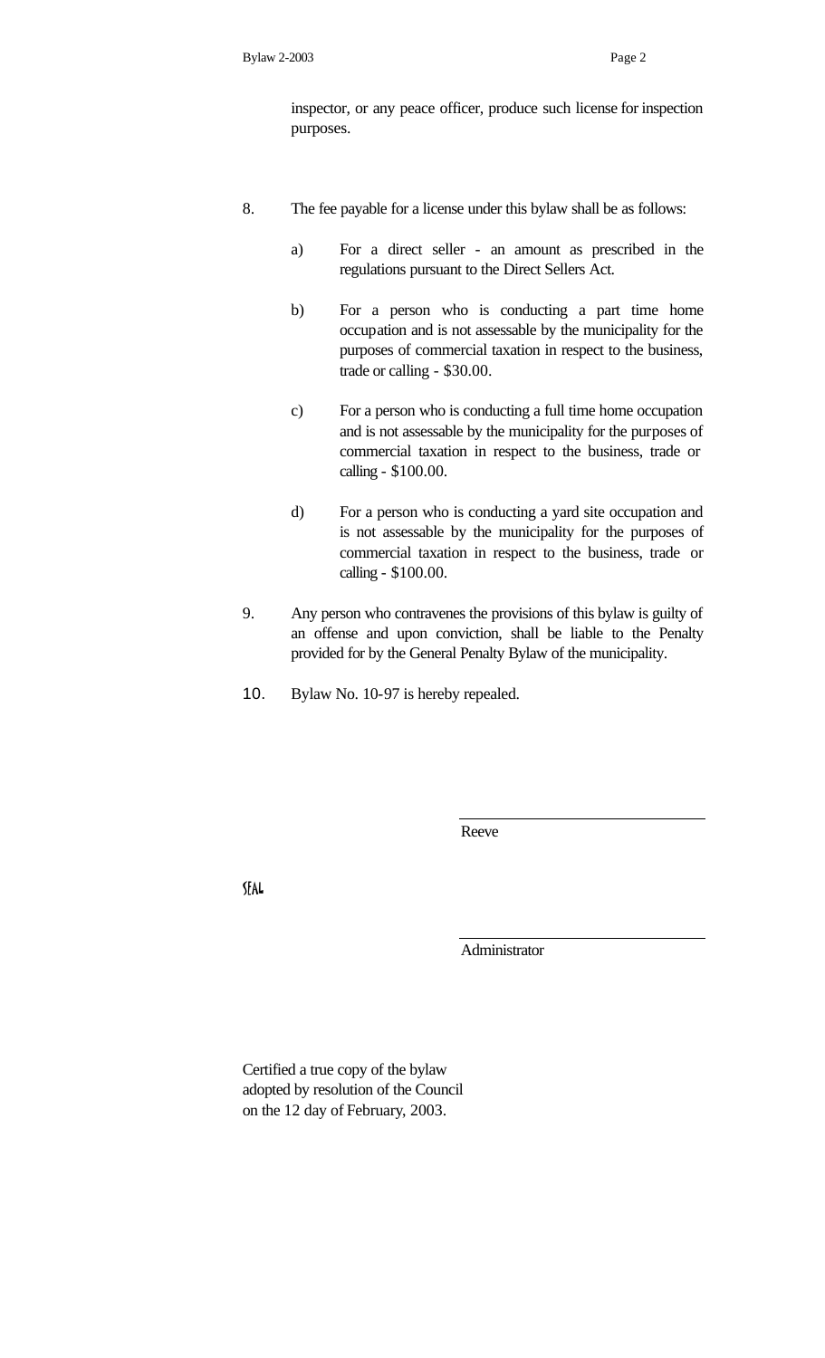inspector, or any peace officer, produce such license for inspection purposes.

8. The fee payable for a license under this bylaw shall be as follows:

   a) For a direct seller - an amount as prescribed in the regulations pursuant to the Direct Sellers Act.

   b) For a person who is conducting a part time home occupation and is not assessable by the municipality for the purposes of commercial taxation in respect to the business, trade or calling - $30.00.

   c) For a person who is conducting a full time home occupation and is not assessable by the municipality for the purposes of commercial taxation in respect to the business, trade or calling - $100.00.

   d) For a person who is conducting a yard site occupation and is not assessable by the municipality for the purposes of commercial taxation in respect to the business, trade or calling - $100.00.

9. Any person who contravenes the provisions of this bylaw is guilty of an offense and upon conviction, shall be liable to the Penalty provided for by the General Penalty Bylaw of the municipality.

10. Bylaw No. 10-97 is hereby repealed.

Reeve

SEAL

Administrator

Certified a true copy of the bylaw adopted by resolution of the Council on the 12 day of February, 2003.